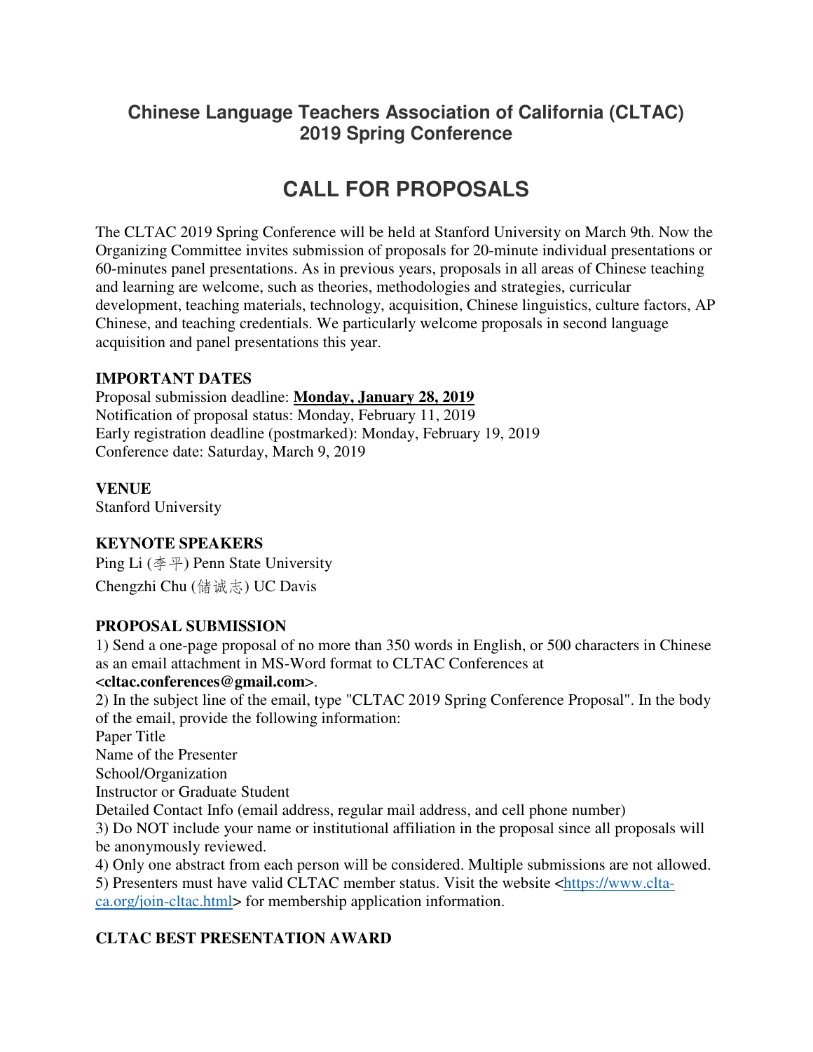## Chinese Language Teachers Association of California (CLTAC)
## 2019 Spring Conference

# CALL FOR PROPOSALS

The CLTAC 2019 Spring Conference will be held at Stanford University on March 9th. Now the Organizing Committee invites submission of proposals for 20-minute individual presentations or 60-minutes panel presentations. As in previous years, proposals in all areas of Chinese teaching and learning are welcome, such as theories, methodologies and strategies, curricular development, teaching materials, technology, acquisition, Chinese linguistics, culture factors, AP Chinese, and teaching credentials. We particularly welcome proposals in second language acquisition and panel presentations this year.

**IMPORTANT DATES**

Proposal submission deadline: **Monday, January 28, 2019**
Notification of proposal status: Monday, February 11, 2019
Early registration deadline (postmarked): Monday, February 19, 2019
Conference date: Saturday, March 9, 2019

**VENUE**

Stanford University

**KEYNOTE SPEAKERS**

Ping Li (李平) Penn State University
Chengzhi Chu (储诚志) UC Davis

**PROPOSAL SUBMISSION**

1) Send a one-page proposal of no more than 350 words in English, or 500 characters in Chinese as an email attachment in MS-Word format to CLTAC Conferences at **<cltac.conferences@gmail.com>**.
2) In the subject line of the email, type "CLTAC 2019 Spring Conference Proposal". In the body of the email, provide the following information:
Paper Title
Name of the Presenter
School/Organization
Instructor or Graduate Student
Detailed Contact Info (email address, regular mail address, and cell phone number)
3) Do NOT include your name or institutional affiliation in the proposal since all proposals will be anonymously reviewed.
4) Only one abstract from each person will be considered. Multiple submissions are not allowed.
5) Presenters must have valid CLTAC member status. Visit the website <https://www.clta-ca.org/join-cltac.html> for membership application information.

**CLTAC BEST PRESENTATION AWARD**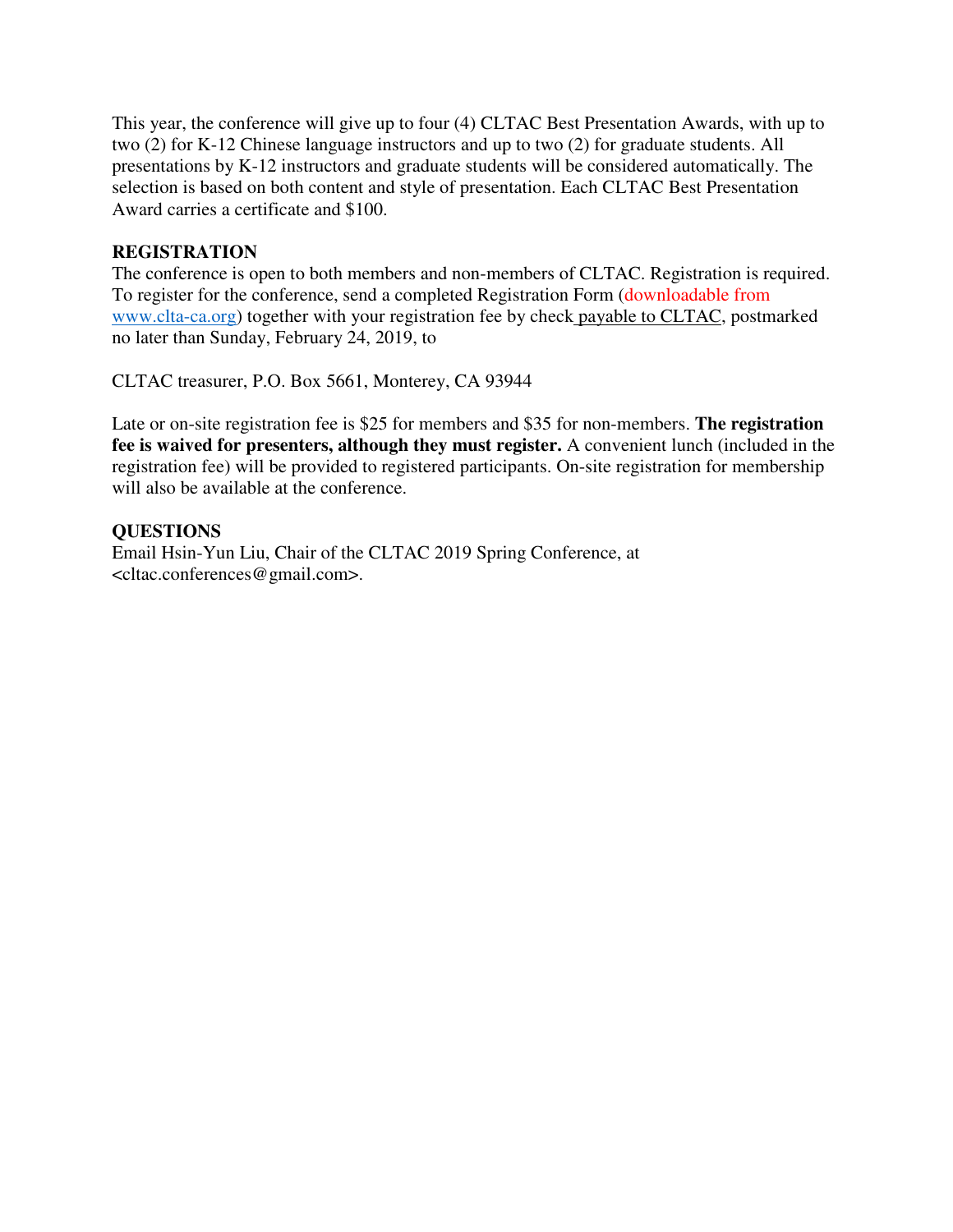This year, the conference will give up to four (4) CLTAC Best Presentation Awards, with up to two (2) for K-12 Chinese language instructors and up to two (2) for graduate students. All presentations by K-12 instructors and graduate students will be considered automatically. The selection is based on both content and style of presentation. Each CLTAC Best Presentation Award carries a certificate and $100.

**REGISTRATION**

The conference is open to both members and non-members of CLTAC. Registration is required. To register for the conference, send a completed Registration Form (downloadable from www.clta-ca.org) together with your registration fee by check payable to CLTAC, postmarked no later than Sunday, February 24, 2019, to

CLTAC treasurer, P.O. Box 5661, Monterey, CA 93944

Late or on-site registration fee is $25 for members and $35 for non-members. **The registration fee is waived for presenters, although they must register.** A convenient lunch (included in the registration fee) will be provided to registered participants. On-site registration for membership will also be available at the conference.

**QUESTIONS**

Email Hsin-Yun Liu, Chair of the CLTAC 2019 Spring Conference, at <cltac.conferences@gmail.com>.